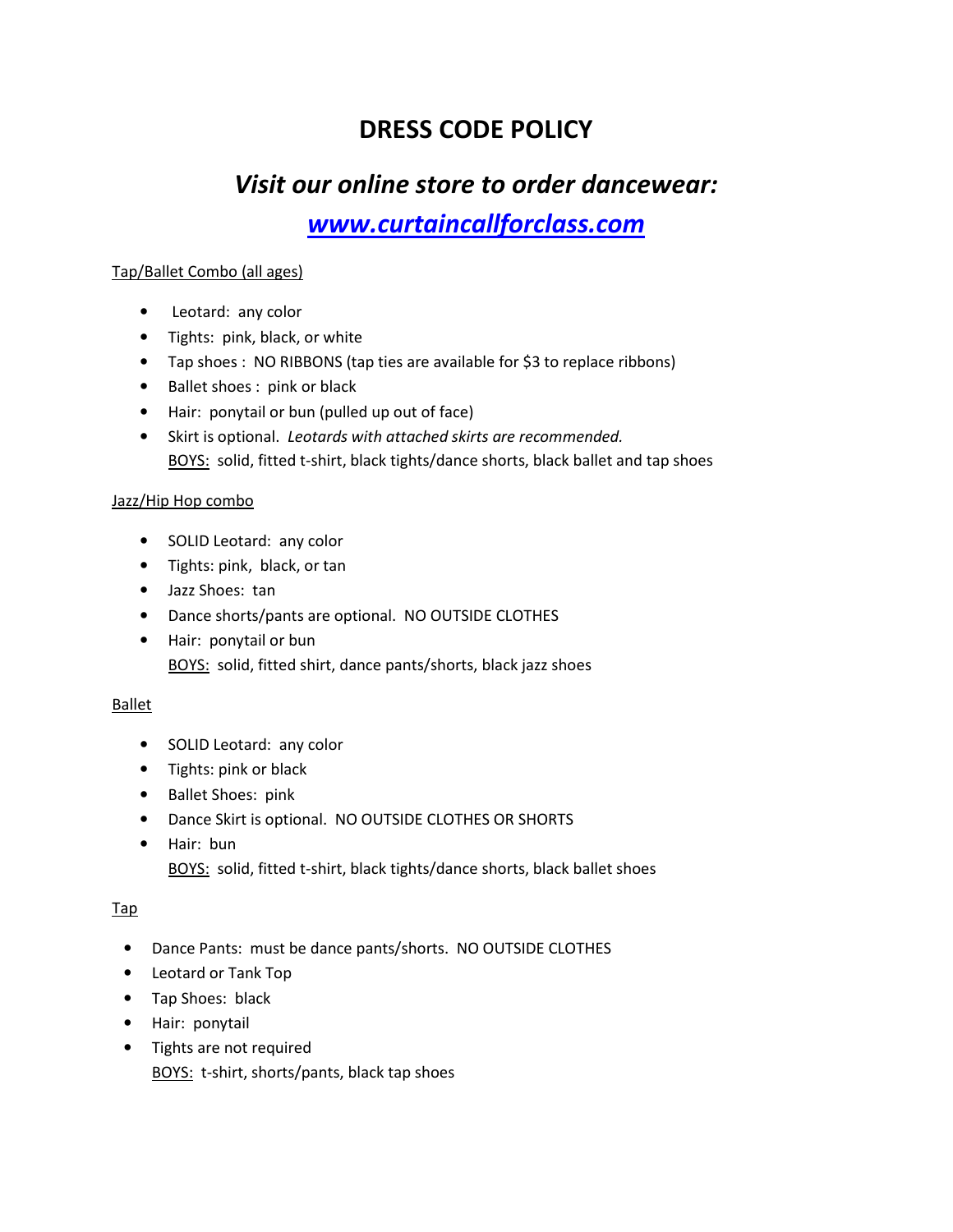# DRESS CODE POLICY

## *Visit our online store to order dancewear:*

## *[www.curtaincallforclass.com](http://www.curtaincallforclass.com)*

Tap/Ballet Combo (all ages)

- Leotard: any color
- Tights: pink, black, or white
- Tap shoes : NO RIBBONS (tap ties are available for $3 to replace ribbons)
- Ballet shoes : pink or black
- Hair: ponytail or bun (pulled up out of face)
- Skirt is optional. *Leotards with attached skirts are recommended.*
  BOYS: solid, fitted t-shirt, black tights/dance shorts, black ballet and tap shoes

Jazz/Hip Hop combo

- SOLID Leotard: any color
- Tights: pink, black, or tan
- Jazz Shoes: tan
- Dance shorts/pants are optional. NO OUTSIDE CLOTHES
- Hair: ponytail or bun
  BOYS: solid, fitted shirt, dance pants/shorts, black jazz shoes

Ballet

- SOLID Leotard: any color
- Tights: pink or black
- Ballet Shoes: pink
- Dance Skirt is optional. NO OUTSIDE CLOTHES OR SHORTS
- Hair: bun
  BOYS: solid, fitted t-shirt, black tights/dance shorts, black ballet shoes

Tap

- Dance Pants: must be dance pants/shorts. NO OUTSIDE CLOTHES
- Leotard or Tank Top
- Tap Shoes: black
- Hair: ponytail
- Tights are not required
  BOYS: t-shirt, shorts/pants, black tap shoes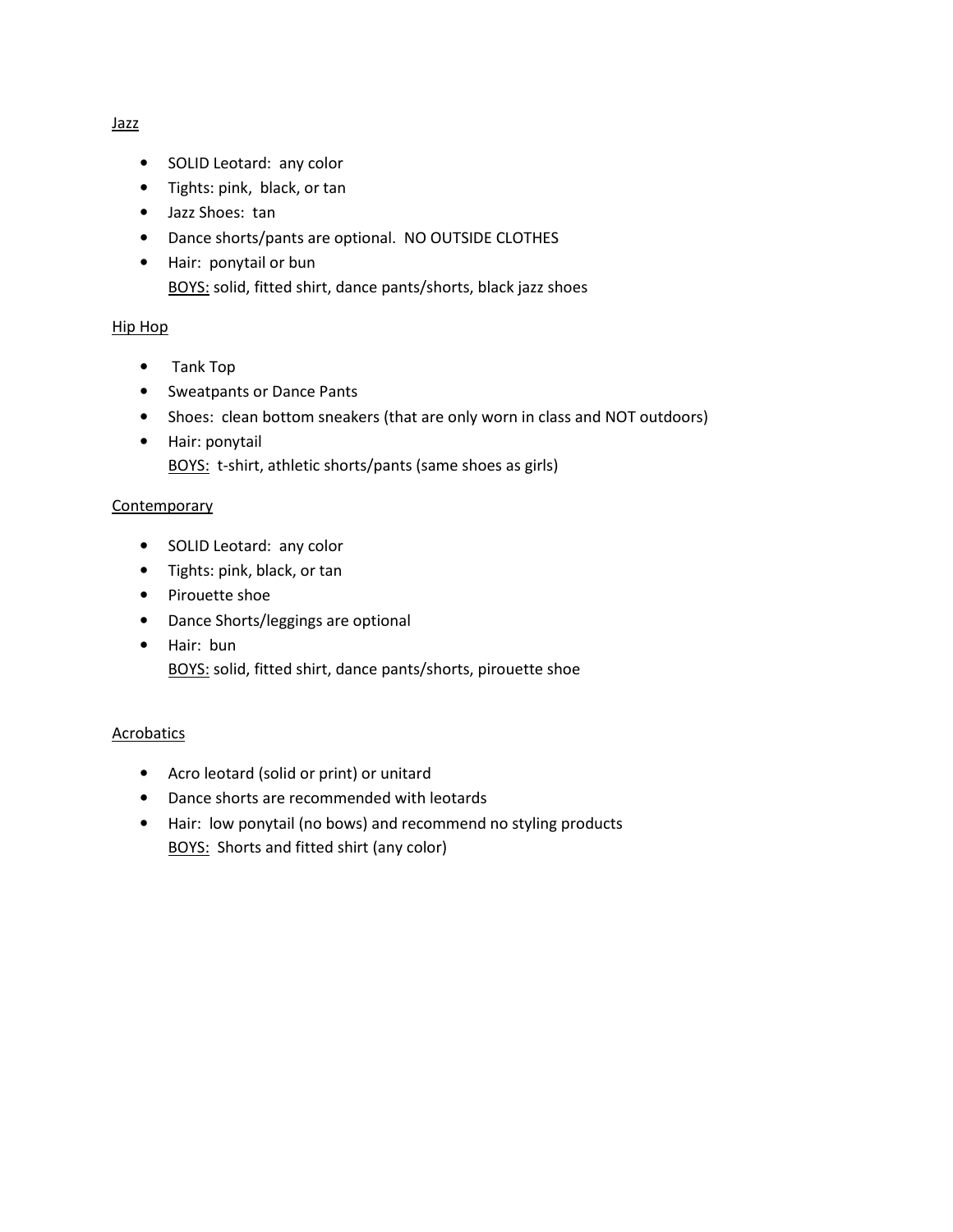<u>Jazz</u>

- SOLID Leotard: any color
- Tights: pink, black, or tan
- Jazz Shoes: tan
- Dance shorts/pants are optional. NO OUTSIDE CLOTHES
- Hair: ponytail or bun
  <u>BOYS:</u> solid, fitted shirt, dance pants/shorts, black jazz shoes

<u>Hip Hop</u>

- Tank Top
- Sweatpants or Dance Pants
- Shoes: clean bottom sneakers (that are only worn in class and NOT outdoors)
- Hair: ponytail
  <u>BOYS:</u> t-shirt, athletic shorts/pants (same shoes as girls)

<u>Contemporary</u>

- SOLID Leotard: any color
- Tights: pink, black, or tan
- Pirouette shoe
- Dance Shorts/leggings are optional
- Hair: bun
  <u>BOYS:</u> solid, fitted shirt, dance pants/shorts, pirouette shoe

<u>Acrobatics</u>

- Acro leotard (solid or print) or unitard
- Dance shorts are recommended with leotards
- Hair: low ponytail (no bows) and recommend no styling products
  <u>BOYS:</u> Shorts and fitted shirt (any color)